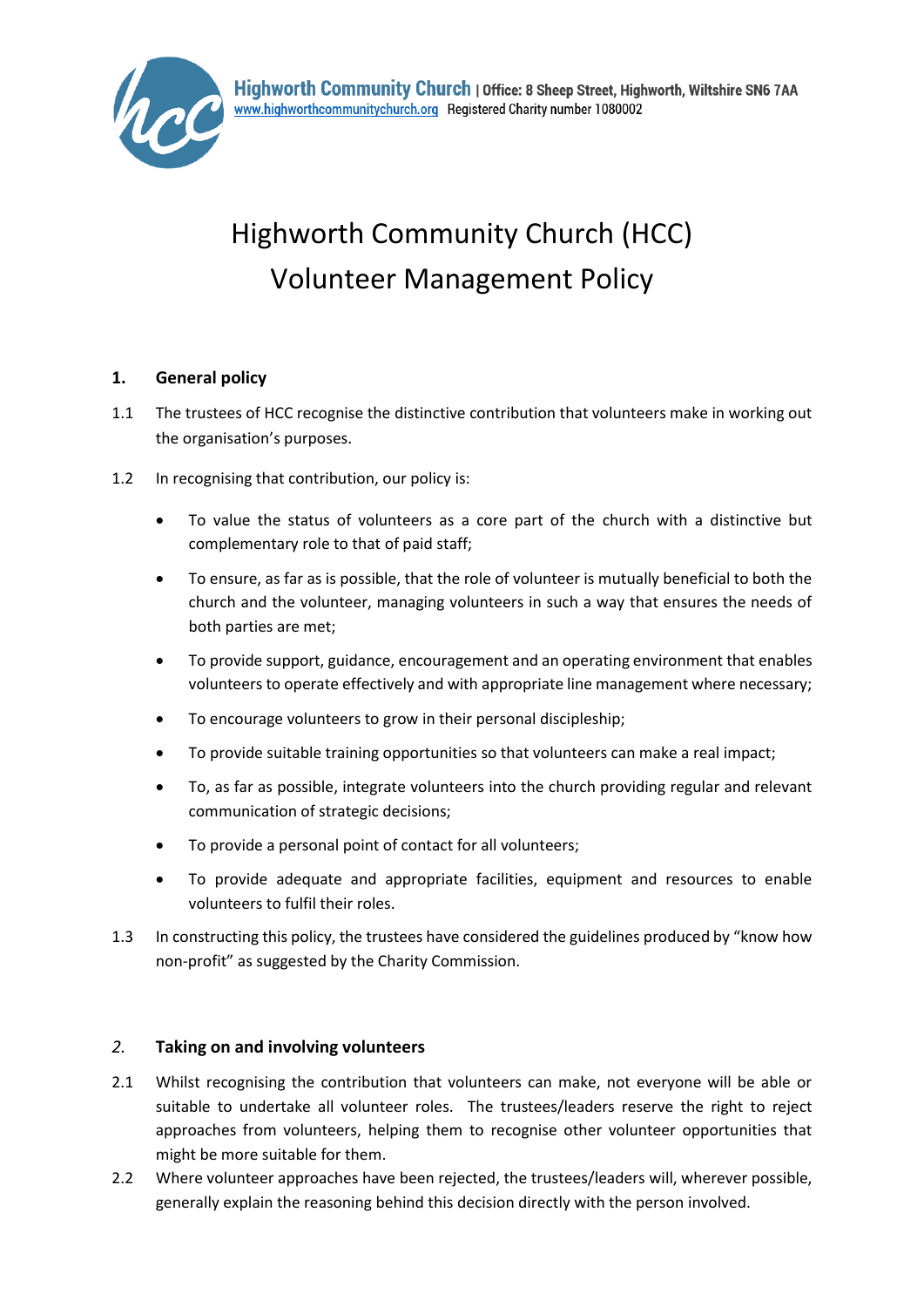Highworth Community Church | Office: 8 Sheep Street, Highworth, Wiltshire SN6 7AA
www.highworthcommunitychurch.org Registered Charity number 1080002

# Highworth Community Church (HCC) Volunteer Management Policy

## 1. General policy

1.1 The trustees of HCC recognise the distinctive contribution that volunteers make in working out the organisation's purposes.

1.2 In recognising that contribution, our policy is:

- To value the status of volunteers as a core part of the church with a distinctive but complementary role to that of paid staff;
- To ensure, as far as is possible, that the role of volunteer is mutually beneficial to both the church and the volunteer, managing volunteers in such a way that ensures the needs of both parties are met;
- To provide support, guidance, encouragement and an operating environment that enables volunteers to operate effectively and with appropriate line management where necessary;
- To encourage volunteers to grow in their personal discipleship;
- To provide suitable training opportunities so that volunteers can make a real impact;
- To, as far as possible, integrate volunteers into the church providing regular and relevant communication of strategic decisions;
- To provide a personal point of contact for all volunteers;
- To provide adequate and appropriate facilities, equipment and resources to enable volunteers to fulfil their roles.

1.3 In constructing this policy, the trustees have considered the guidelines produced by "know how non-profit" as suggested by the Charity Commission.

## *2.* Taking on and involving volunteers

2.1 Whilst recognising the contribution that volunteers can make, not everyone will be able or suitable to undertake all volunteer roles. The trustees/leaders reserve the right to reject approaches from volunteers, helping them to recognise other volunteer opportunities that might be more suitable for them.

2.2 Where volunteer approaches have been rejected, the trustees/leaders will, wherever possible, generally explain the reasoning behind this decision directly with the person involved.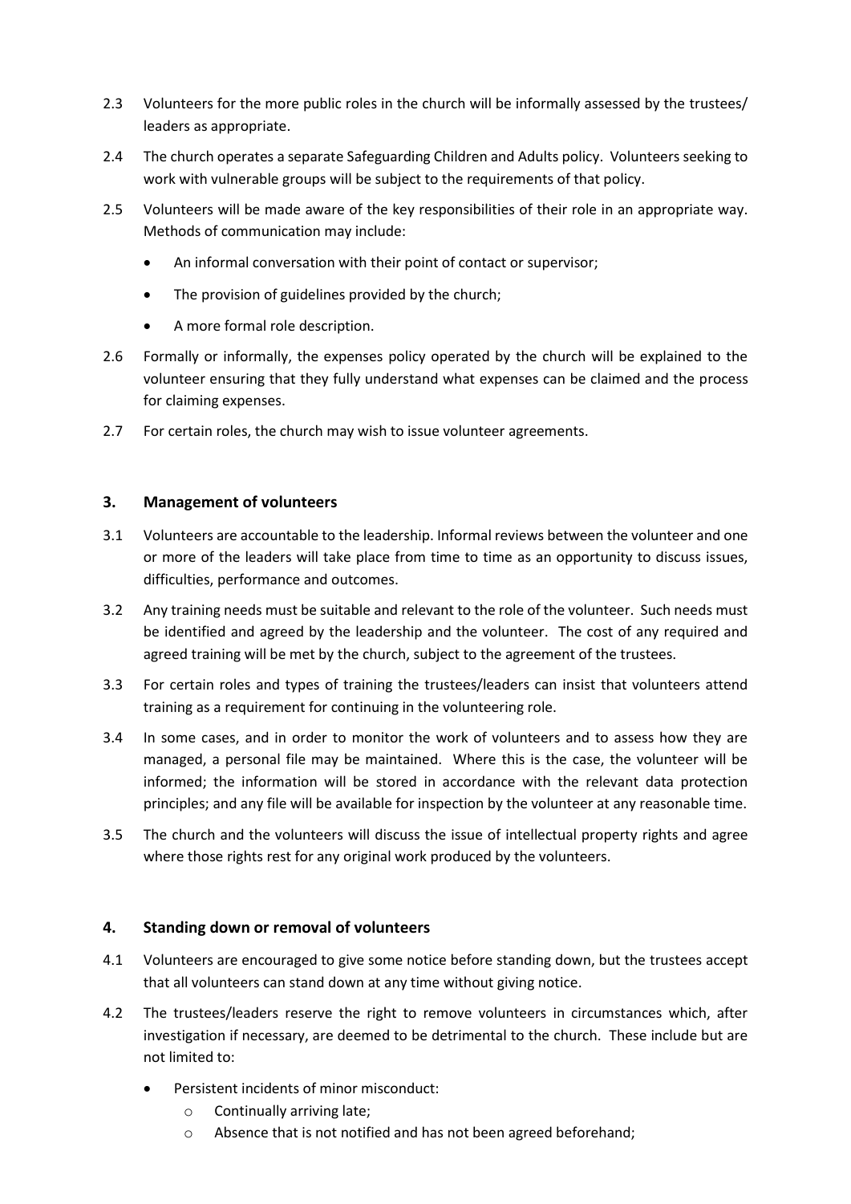2.3 Volunteers for the more public roles in the church will be informally assessed by the trustees/ leaders as appropriate.

2.4 The church operates a separate Safeguarding Children and Adults policy. Volunteers seeking to work with vulnerable groups will be subject to the requirements of that policy.

2.5 Volunteers will be made aware of the key responsibilities of their role in an appropriate way. Methods of communication may include:

- An informal conversation with their point of contact or supervisor;
- The provision of guidelines provided by the church;
- A more formal role description.

2.6 Formally or informally, the expenses policy operated by the church will be explained to the volunteer ensuring that they fully understand what expenses can be claimed and the process for claiming expenses.

2.7 For certain roles, the church may wish to issue volunteer agreements.

## 3. Management of volunteers

3.1 Volunteers are accountable to the leadership. Informal reviews between the volunteer and one or more of the leaders will take place from time to time as an opportunity to discuss issues, difficulties, performance and outcomes.

3.2 Any training needs must be suitable and relevant to the role of the volunteer. Such needs must be identified and agreed by the leadership and the volunteer. The cost of any required and agreed training will be met by the church, subject to the agreement of the trustees.

3.3 For certain roles and types of training the trustees/leaders can insist that volunteers attend training as a requirement for continuing in the volunteering role.

3.4 In some cases, and in order to monitor the work of volunteers and to assess how they are managed, a personal file may be maintained. Where this is the case, the volunteer will be informed; the information will be stored in accordance with the relevant data protection principles; and any file will be available for inspection by the volunteer at any reasonable time.

3.5 The church and the volunteers will discuss the issue of intellectual property rights and agree where those rights rest for any original work produced by the volunteers.

## 4. Standing down or removal of volunteers

4.1 Volunteers are encouraged to give some notice before standing down, but the trustees accept that all volunteers can stand down at any time without giving notice.

4.2 The trustees/leaders reserve the right to remove volunteers in circumstances which, after investigation if necessary, are deemed to be detrimental to the church. These include but are not limited to:

- Persistent incidents of minor misconduct:
  - Continually arriving late;
  - Absence that is not notified and has not been agreed beforehand;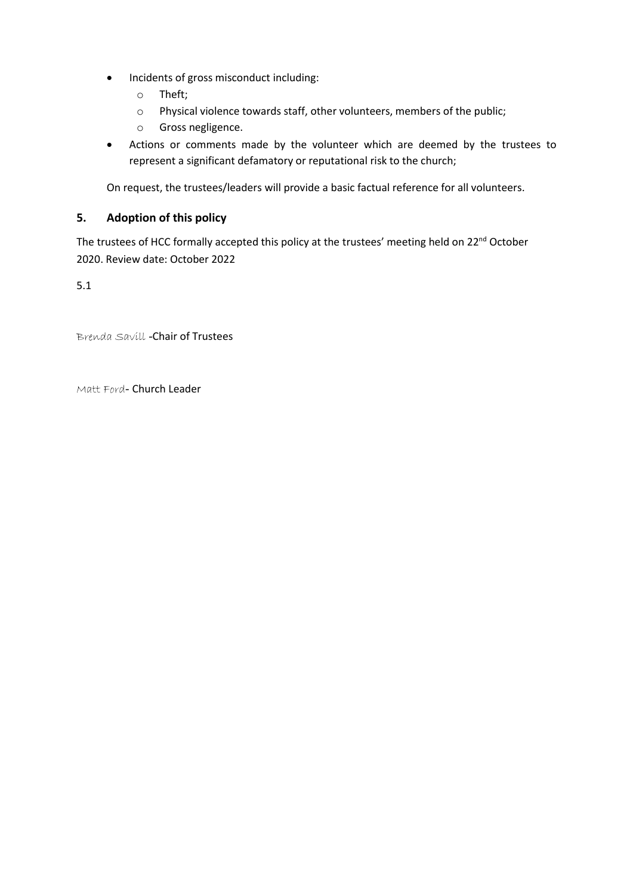- Incidents of gross misconduct including:
  - Theft;
  - Physical violence towards staff, other volunteers, members of the public;
  - Gross negligence.
- Actions or comments made by the volunteer which are deemed by the trustees to represent a significant defamatory or reputational risk to the church;

On request, the trustees/leaders will provide a basic factual reference for all volunteers.

## 5. Adoption of this policy

The trustees of HCC formally accepted this policy at the trustees' meeting held on 22nd October 2020. Review date: October 2022

5.1

Brenda Savill -Chair of Trustees

Matt Ford- Church Leader